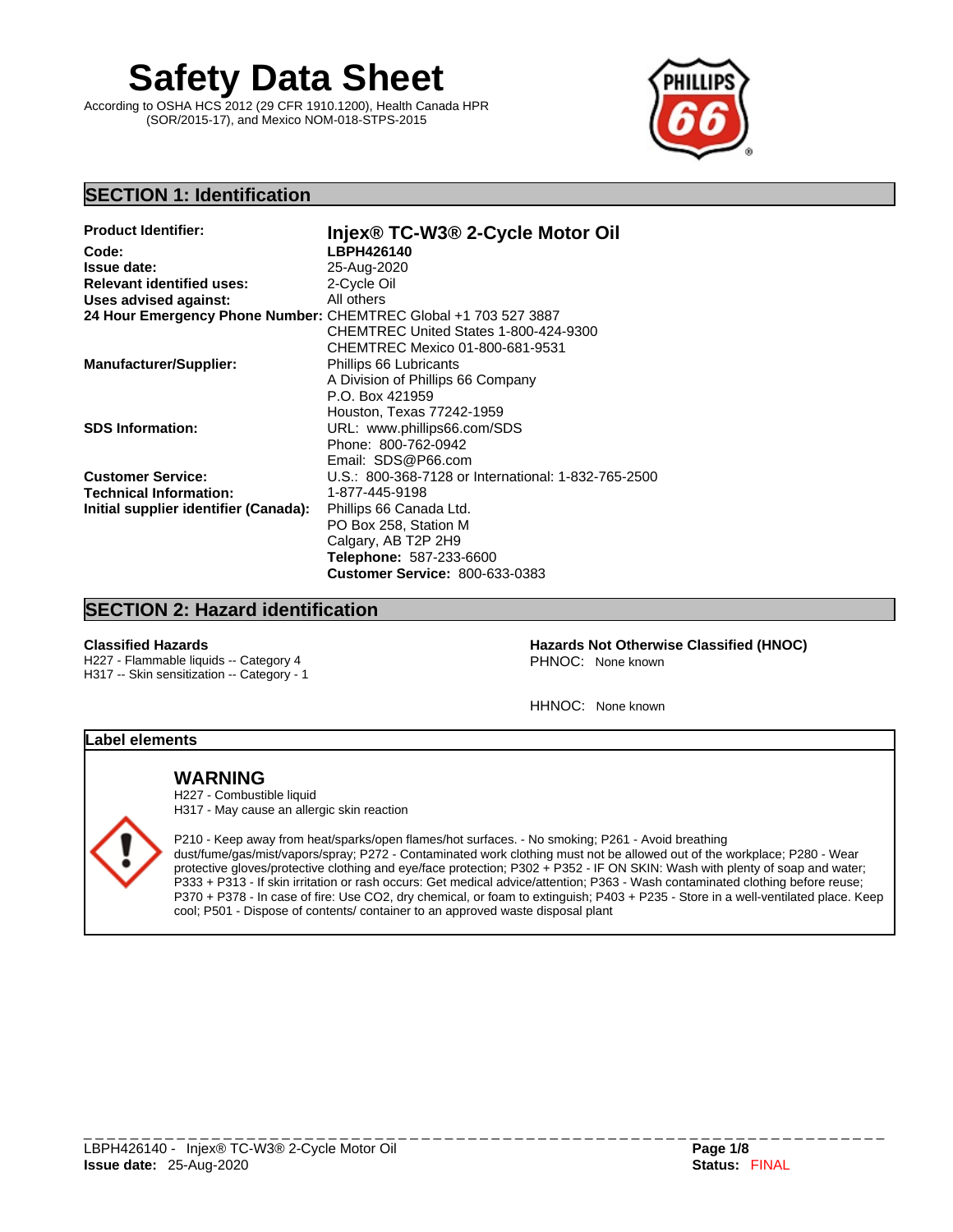# Safety Data Sheet

According to OSHA HCS 2012 (29 CFR 1910.1200), Health Canada HPR (SOR/2015-17), and Mexico NOM-018-STPS-2015

## SECTION 1: Identification

| | |
|---|---|
| **Product Identifier:** | **Injex® TC-W3® 2-Cycle Motor Oil** |
| **Code:** | **LBPH426140** |
| **Issue date:** | 25-Aug-2020 |
| **Relevant identified uses:** | 2-Cycle Oil |
| **Uses advised against:** | All others |
| **24 Hour Emergency Phone Number:** | CHEMTREC Global +1 703 527 3887<br>CHEMTREC United States 1-800-424-9300<br>CHEMTREC Mexico 01-800-681-9531 |
| **Manufacturer/Supplier:** | Phillips 66 Lubricants<br>A Division of Phillips 66 Company<br>P.O. Box 421959<br>Houston, Texas 77242-1959 |
| **SDS Information:** | URL: www.phillips66.com/SDS<br>Phone: 800-762-0942<br>Email: SDS@P66.com |
| **Customer Service:** | U.S.: 800-368-7128 or International: 1-832-765-2500 |
| **Technical Information:** | 1-877-445-9198 |
| **Initial supplier identifier (Canada):** | Phillips 66 Canada Ltd.<br>PO Box 258, Station M<br>Calgary, AB T2P 2H9<br>**Telephone:** 587-233-6600<br>**Customer Service:** 800-633-0383 |

## SECTION 2: Hazard identification

**Classified Hazards**

H227 - Flammable liquids -- Category 4
H317 -- Skin sensitization -- Category - 1

**Hazards Not Otherwise Classified (HNOC)**

PHNOC: None known

HHNOC: None known

### Label elements

**WARNING**

H227 - Combustible liquid
H317 - May cause an allergic skin reaction

P210 - Keep away from heat/sparks/open flames/hot surfaces. - No smoking; P261 - Avoid breathing dust/fume/gas/mist/vapors/spray; P272 - Contaminated work clothing must not be allowed out of the workplace; P280 - Wear protective gloves/protective clothing and eye/face protection; P302 + P352 - IF ON SKIN: Wash with plenty of soap and water; P333 + P313 - If skin irritation or rash occurs: Get medical advice/attention; P363 - Wash contaminated clothing before reuse; P370 + P378 - In case of fire: Use CO2, dry chemical, or foam to extinguish; P403 + P235 - Store in a well-ventilated place. Keep cool; P501 - Dispose of contents/ container to an approved waste disposal plant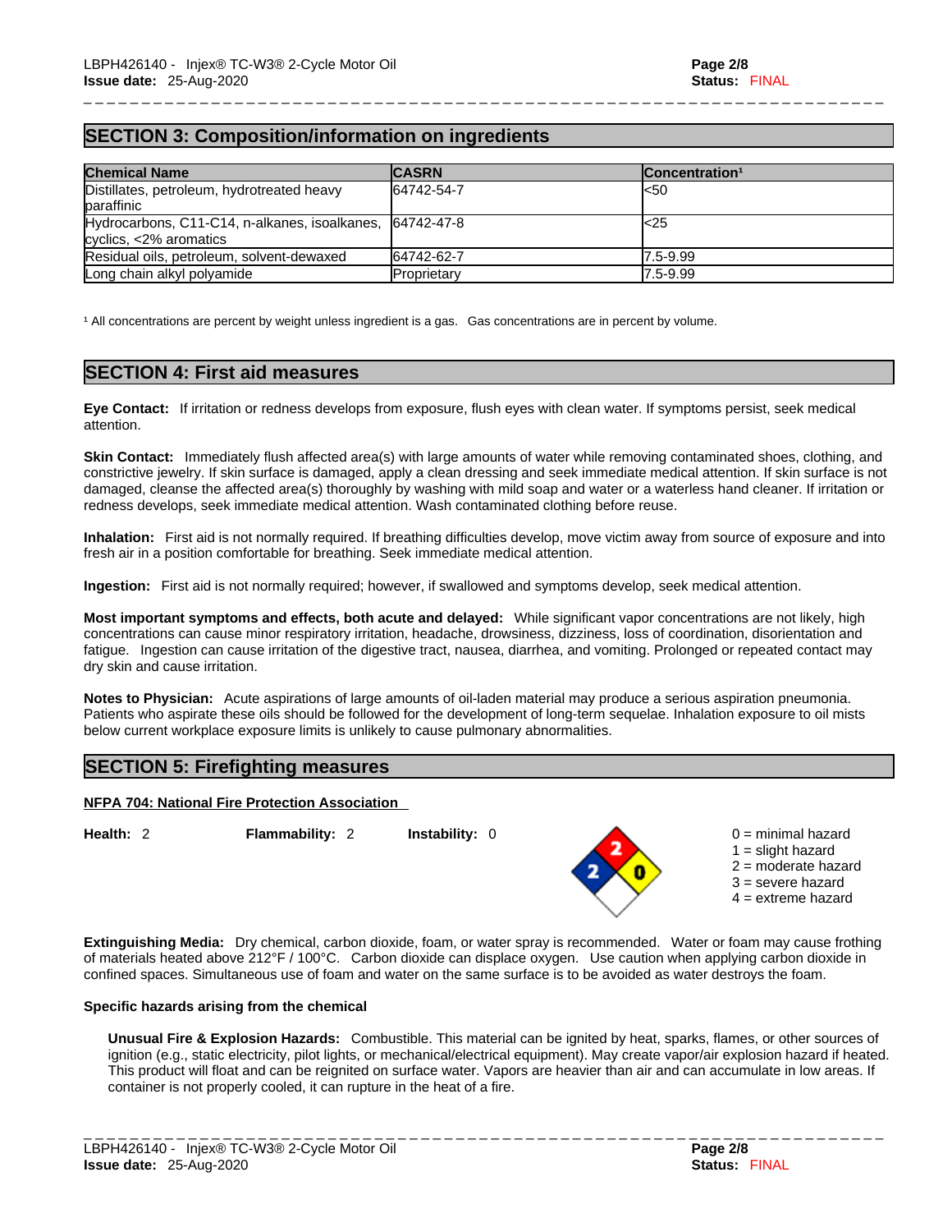## SECTION 3: Composition/information on ingredients

| Chemical Name | CASRN | Concentration[1] |
| --- | --- | --- |
| Distillates, petroleum, hydrotreated heavy paraffinic | 64742-54-7 | <50 |
| Hydrocarbons, C11-C14, n-alkanes, isoalkanes, cyclics, <2% aromatics | 64742-47-8 | <25 |
| Residual oils, petroleum, solvent-dewaxed | 64742-62-7 | 7.5-9.99 |
| Long chain alkyl polyamide | Proprietary | 7.5-9.99 |

[1] All concentrations are percent by weight unless ingredient is a gas. Gas concentrations are in percent by volume.

## SECTION 4: First aid measures

**Eye Contact:** If irritation or redness develops from exposure, flush eyes with clean water. If symptoms persist, seek medical attention.

**Skin Contact:** Immediately flush affected area(s) with large amounts of water while removing contaminated shoes, clothing, and constrictive jewelry. If skin surface is damaged, apply a clean dressing and seek immediate medical attention. If skin surface is not damaged, cleanse the affected area(s) thoroughly by washing with mild soap and water or a waterless hand cleaner. If irritation or redness develops, seek immediate medical attention. Wash contaminated clothing before reuse.

**Inhalation:** First aid is not normally required. If breathing difficulties develop, move victim away from source of exposure and into fresh air in a position comfortable for breathing. Seek immediate medical attention.

**Ingestion:** First aid is not normally required; however, if swallowed and symptoms develop, seek medical attention.

**Most important symptoms and effects, both acute and delayed:** While significant vapor concentrations are not likely, high concentrations can cause minor respiratory irritation, headache, drowsiness, dizziness, loss of coordination, disorientation and fatigue. Ingestion can cause irritation of the digestive tract, nausea, diarrhea, and vomiting. Prolonged or repeated contact may dry skin and cause irritation.

**Notes to Physician:** Acute aspirations of large amounts of oil-laden material may produce a serious aspiration pneumonia. Patients who aspirate these oils should be followed for the development of long-term sequelae. Inhalation exposure to oil mists below current workplace exposure limits is unlikely to cause pulmonary abnormalities.

## SECTION 5: Firefighting measures

**NFPA 704: National Fire Protection Association**

**Health:** 2 **Flammability:** 2 **Instability:** 0

0 = minimal hazard
1 = slight hazard
2 = moderate hazard
3 = severe hazard
4 = extreme hazard

**Extinguishing Media:** Dry chemical, carbon dioxide, foam, or water spray is recommended. Water or foam may cause frothing of materials heated above 212°F / 100°C. Carbon dioxide can displace oxygen. Use caution when applying carbon dioxide in confined spaces. Simultaneous use of foam and water on the same surface is to be avoided as water destroys the foam.

**Specific hazards arising from the chemical**

**Unusual Fire & Explosion Hazards:** Combustible. This material can be ignited by heat, sparks, flames, or other sources of ignition (e.g., static electricity, pilot lights, or mechanical/electrical equipment). May create vapor/air explosion hazard if heated. This product will float and can be reignited on surface water. Vapors are heavier than air and can accumulate in low areas. If container is not properly cooled, it can rupture in the heat of a fire.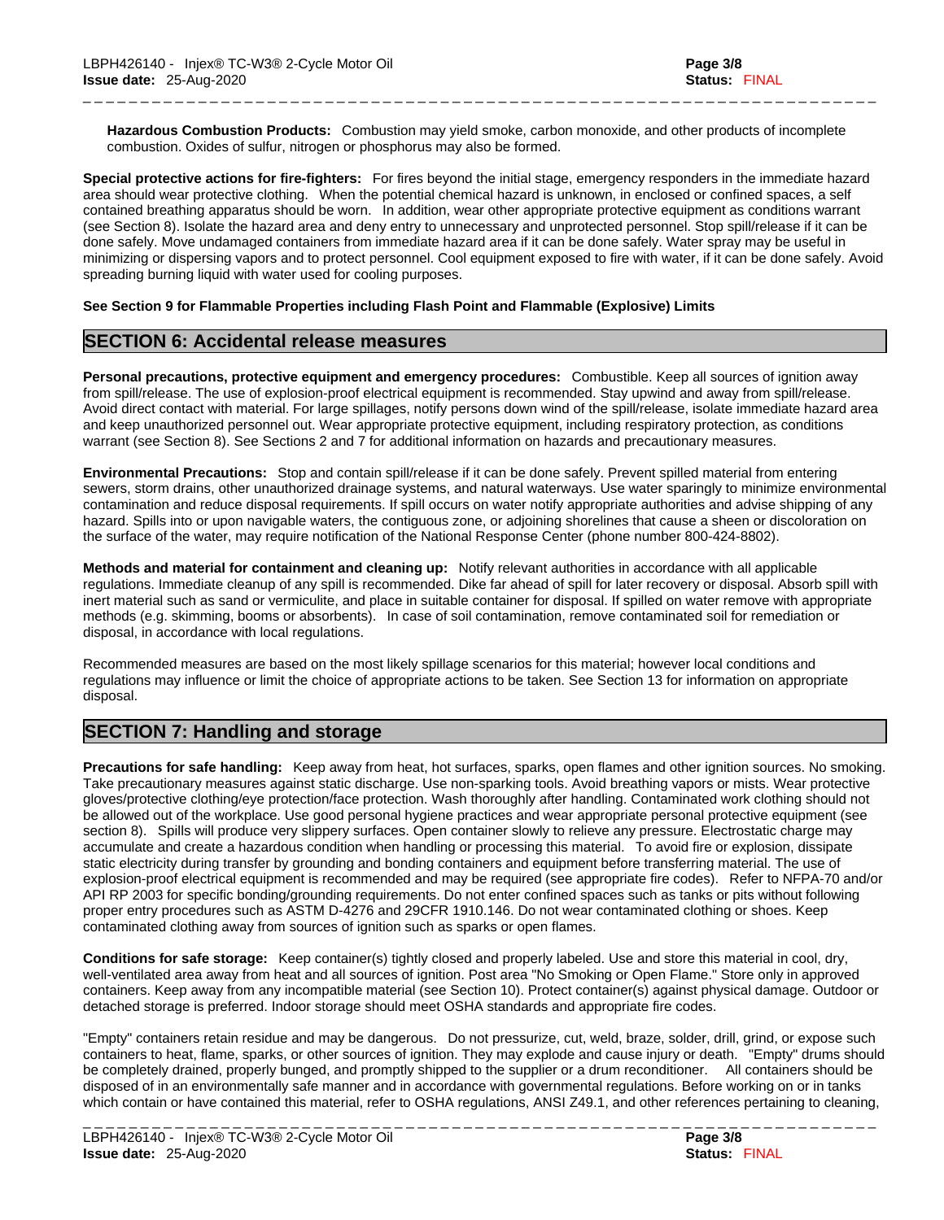**Hazardous Combustion Products:** Combustion may yield smoke, carbon monoxide, and other products of incomplete combustion. Oxides of sulfur, nitrogen or phosphorus may also be formed.

**Special protective actions for fire-fighters:** For fires beyond the initial stage, emergency responders in the immediate hazard area should wear protective clothing. When the potential chemical hazard is unknown, in enclosed or confined spaces, a self contained breathing apparatus should be worn. In addition, wear other appropriate protective equipment as conditions warrant (see Section 8). Isolate the hazard area and deny entry to unnecessary and unprotected personnel. Stop spill/release if it can be done safely. Move undamaged containers from immediate hazard area if it can be done safely. Water spray may be useful in minimizing or dispersing vapors and to protect personnel. Cool equipment exposed to fire with water, if it can be done safely. Avoid spreading burning liquid with water used for cooling purposes.

**See Section 9 for Flammable Properties including Flash Point and Flammable (Explosive) Limits**

## SECTION 6: Accidental release measures

**Personal precautions, protective equipment and emergency procedures:** Combustible. Keep all sources of ignition away from spill/release. The use of explosion-proof electrical equipment is recommended. Stay upwind and away from spill/release. Avoid direct contact with material. For large spillages, notify persons down wind of the spill/release, isolate immediate hazard area and keep unauthorized personnel out. Wear appropriate protective equipment, including respiratory protection, as conditions warrant (see Section 8). See Sections 2 and 7 for additional information on hazards and precautionary measures.

**Environmental Precautions:** Stop and contain spill/release if it can be done safely. Prevent spilled material from entering sewers, storm drains, other unauthorized drainage systems, and natural waterways. Use water sparingly to minimize environmental contamination and reduce disposal requirements. If spill occurs on water notify appropriate authorities and advise shipping of any hazard. Spills into or upon navigable waters, the contiguous zone, or adjoining shorelines that cause a sheen or discoloration on the surface of the water, may require notification of the National Response Center (phone number 800-424-8802).

**Methods and material for containment and cleaning up:** Notify relevant authorities in accordance with all applicable regulations. Immediate cleanup of any spill is recommended. Dike far ahead of spill for later recovery or disposal. Absorb spill with inert material such as sand or vermiculite, and place in suitable container for disposal. If spilled on water remove with appropriate methods (e.g. skimming, booms or absorbents). In case of soil contamination, remove contaminated soil for remediation or disposal, in accordance with local regulations.

Recommended measures are based on the most likely spillage scenarios for this material; however local conditions and regulations may influence or limit the choice of appropriate actions to be taken. See Section 13 for information on appropriate disposal.

## SECTION 7: Handling and storage

**Precautions for safe handling:** Keep away from heat, hot surfaces, sparks, open flames and other ignition sources. No smoking. Take precautionary measures against static discharge. Use non-sparking tools. Avoid breathing vapors or mists. Wear protective gloves/protective clothing/eye protection/face protection. Wash thoroughly after handling. Contaminated work clothing should not be allowed out of the workplace. Use good personal hygiene practices and wear appropriate personal protective equipment (see section 8). Spills will produce very slippery surfaces. Open container slowly to relieve any pressure. Electrostatic charge may accumulate and create a hazardous condition when handling or processing this material. To avoid fire or explosion, dissipate static electricity during transfer by grounding and bonding containers and equipment before transferring material. The use of explosion-proof electrical equipment is recommended and may be required (see appropriate fire codes). Refer to NFPA-70 and/or API RP 2003 for specific bonding/grounding requirements. Do not enter confined spaces such as tanks or pits without following proper entry procedures such as ASTM D-4276 and 29CFR 1910.146. Do not wear contaminated clothing or shoes. Keep contaminated clothing away from sources of ignition such as sparks or open flames.

**Conditions for safe storage:** Keep container(s) tightly closed and properly labeled. Use and store this material in cool, dry, well-ventilated area away from heat and all sources of ignition. Post area "No Smoking or Open Flame." Store only in approved containers. Keep away from any incompatible material (see Section 10). Protect container(s) against physical damage. Outdoor or detached storage is preferred. Indoor storage should meet OSHA standards and appropriate fire codes.

"Empty" containers retain residue and may be dangerous. Do not pressurize, cut, weld, braze, solder, drill, grind, or expose such containers to heat, flame, sparks, or other sources of ignition. They may explode and cause injury or death. "Empty" drums should be completely drained, properly bunged, and promptly shipped to the supplier or a drum reconditioner. All containers should be disposed of in an environmentally safe manner and in accordance with governmental regulations. Before working on or in tanks which contain or have contained this material, refer to OSHA regulations, ANSI Z49.1, and other references pertaining to cleaning,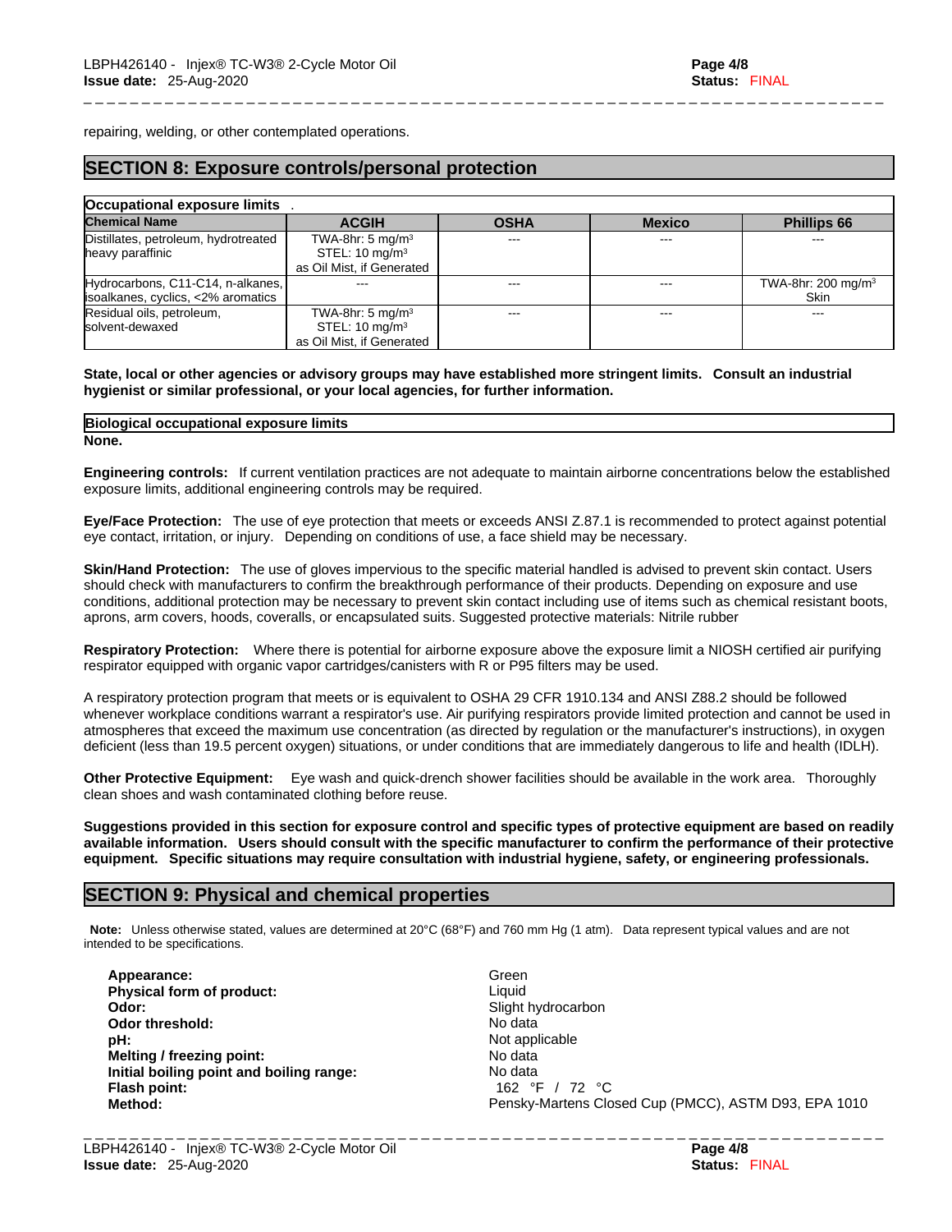repairing, welding, or other contemplated operations.

## SECTION 8: Exposure controls/personal protection

**Occupational exposure limits** .

| Chemical Name | ACGIH | OSHA | Mexico | Phillips 66 |
|---|---|---|---|---|
| Distillates, petroleum, hydrotreated heavy paraffinic | TWA-8hr: 5 mg/m$^3$ STEL: 10 mg/m$^3$ as Oil Mist, if Generated | --- | --- | --- |
| Hydrocarbons, C11-C14, n-alkanes, isoalkanes, cyclics, <2% aromatics | --- | --- | --- | TWA-8hr: 200 mg/m$^3$ Skin |
| Residual oils, petroleum, solvent-dewaxed | TWA-8hr: 5 mg/m$^3$ STEL: 10 mg/m$^3$ as Oil Mist, if Generated | --- | --- | --- |

**State, local or other agencies or advisory groups may have established more stringent limits. Consult an industrial hygienist or similar professional, or your local agencies, for further information.**

**Biological occupational exposure limits**

**None.**

**Engineering controls:** If current ventilation practices are not adequate to maintain airborne concentrations below the established exposure limits, additional engineering controls may be required.

**Eye/Face Protection:** The use of eye protection that meets or exceeds ANSI Z.87.1 is recommended to protect against potential eye contact, irritation, or injury. Depending on conditions of use, a face shield may be necessary.

**Skin/Hand Protection:** The use of gloves impervious to the specific material handled is advised to prevent skin contact. Users should check with manufacturers to confirm the breakthrough performance of their products. Depending on exposure and use conditions, additional protection may be necessary to prevent skin contact including use of items such as chemical resistant boots, aprons, arm covers, hoods, coveralls, or encapsulated suits. Suggested protective materials: Nitrile rubber

**Respiratory Protection:** Where there is potential for airborne exposure above the exposure limit a NIOSH certified air purifying respirator equipped with organic vapor cartridges/canisters with R or P95 filters may be used.

A respiratory protection program that meets or is equivalent to OSHA 29 CFR 1910.134 and ANSI Z88.2 should be followed whenever workplace conditions warrant a respirator's use. Air purifying respirators provide limited protection and cannot be used in atmospheres that exceed the maximum use concentration (as directed by regulation or the manufacturer's instructions), in oxygen deficient (less than 19.5 percent oxygen) situations, or under conditions that are immediately dangerous to life and health (IDLH).

**Other Protective Equipment:** Eye wash and quick-drench shower facilities should be available in the work area. Thoroughly clean shoes and wash contaminated clothing before reuse.

**Suggestions provided in this section for exposure control and specific types of protective equipment are based on readily available information. Users should consult with the specific manufacturer to confirm the performance of their protective equipment. Specific situations may require consultation with industrial hygiene, safety, or engineering professionals.**

## SECTION 9: Physical and chemical properties

**Note:** Unless otherwise stated, values are determined at 20°C (68°F) and 760 mm Hg (1 atm). Data represent typical values and are not intended to be specifications.

| | |
|---|---|
| **Appearance:** | Green |
| **Physical form of product:** | Liquid |
| **Odor:** | Slight hydrocarbon |
| **Odor threshold:** | No data |
| **pH:** | Not applicable |
| **Melting / freezing point:** | No data |
| **Initial boiling point and boiling range:** | No data |
| **Flash point:** | 162 °F / 72 °C |
| **Method:** | Pensky-Martens Closed Cup (PMCC), ASTM D93, EPA 1010 |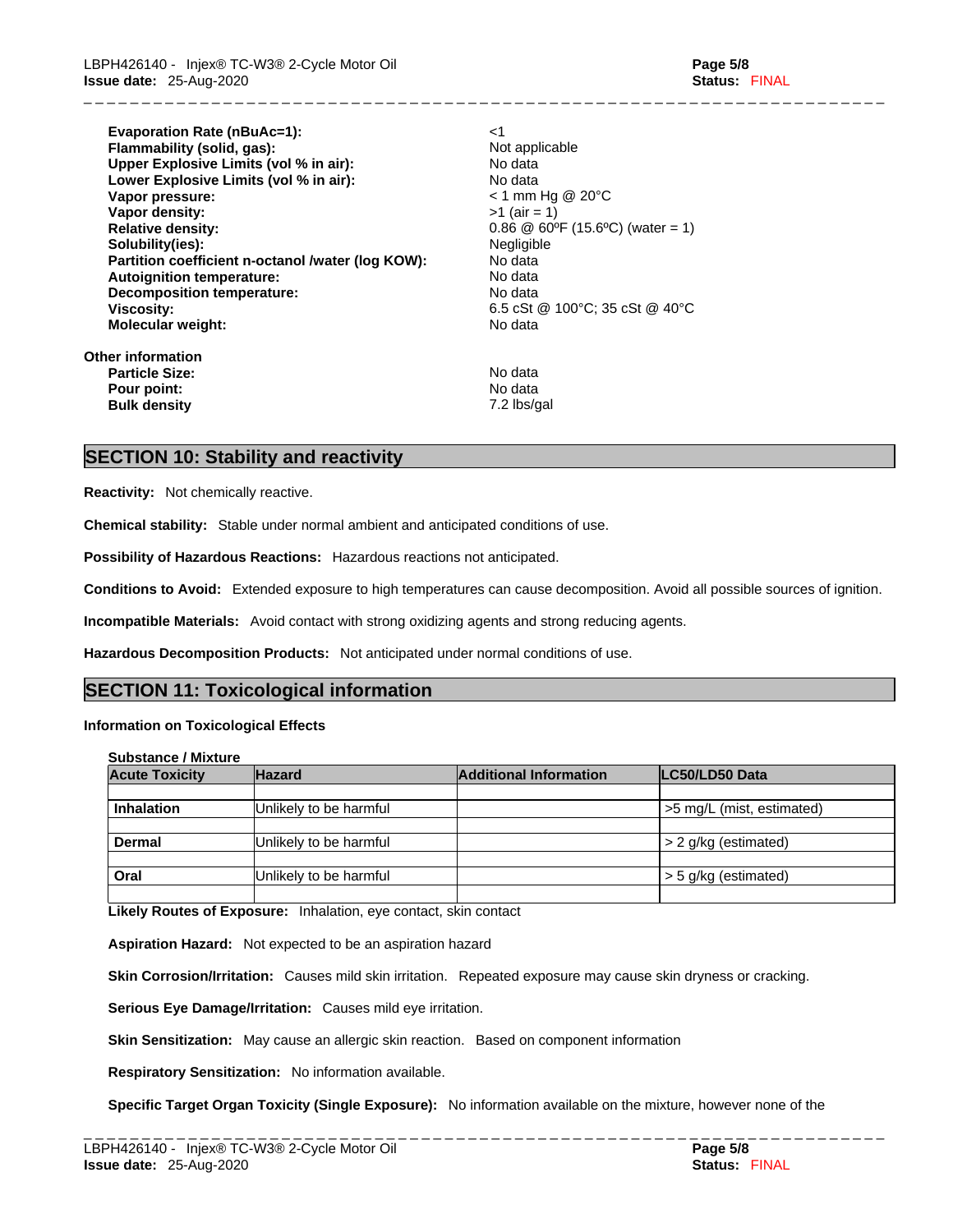| | |
|---|---|
| **Evaporation Rate (nBuAc=1):** | <1 |
| **Flammability (solid, gas):** | Not applicable |
| **Upper Explosive Limits (vol % in air):** | No data |
| **Lower Explosive Limits (vol % in air):** | No data |
| **Vapor pressure:** | < 1 mm Hg @ 20°C |
| **Vapor density:** | >1 (air = 1) |
| **Relative density:** | 0.86 @ 60ºF (15.6ºC) (water = 1) |
| **Solubility(ies):** | Negligible |
| **Partition coefficient n-octanol /water (log KOW):** | No data |
| **Autoignition temperature:** | No data |
| **Decomposition temperature:** | No data |
| **Viscosity:** | 6.5 cSt @ 100°C; 35 cSt @ 40°C |
| **Molecular weight:** | No data |

**Other information**

| | |
|---|---|
| **Particle Size:** | No data |
| **Pour point:** | No data |
| **Bulk density** | 7.2 lbs/gal |

## SECTION 10: Stability and reactivity

**Reactivity:** Not chemically reactive.

**Chemical stability:** Stable under normal ambient and anticipated conditions of use.

**Possibility of Hazardous Reactions:** Hazardous reactions not anticipated.

**Conditions to Avoid:** Extended exposure to high temperatures can cause decomposition. Avoid all possible sources of ignition.

**Incompatible Materials:** Avoid contact with strong oxidizing agents and strong reducing agents.

**Hazardous Decomposition Products:** Not anticipated under normal conditions of use.

## SECTION 11: Toxicological information

**Information on Toxicological Effects**

**Substance / Mixture**

| Acute Toxicity | Hazard | Additional Information | LC50/LD50 Data |
|---|---|---|---|
| **Inhalation** | Unlikely to be harmful | | >5 mg/L (mist, estimated) |
| **Dermal** | Unlikely to be harmful | | > 2 g/kg (estimated) |
| **Oral** | Unlikely to be harmful | | > 5 g/kg (estimated) |

**Likely Routes of Exposure:** Inhalation, eye contact, skin contact

**Aspiration Hazard:** Not expected to be an aspiration hazard

**Skin Corrosion/Irritation:** Causes mild skin irritation. Repeated exposure may cause skin dryness or cracking.

**Serious Eye Damage/Irritation:** Causes mild eye irritation.

**Skin Sensitization:** May cause an allergic skin reaction. Based on component information

**Respiratory Sensitization:** No information available.

**Specific Target Organ Toxicity (Single Exposure):** No information available on the mixture, however none of the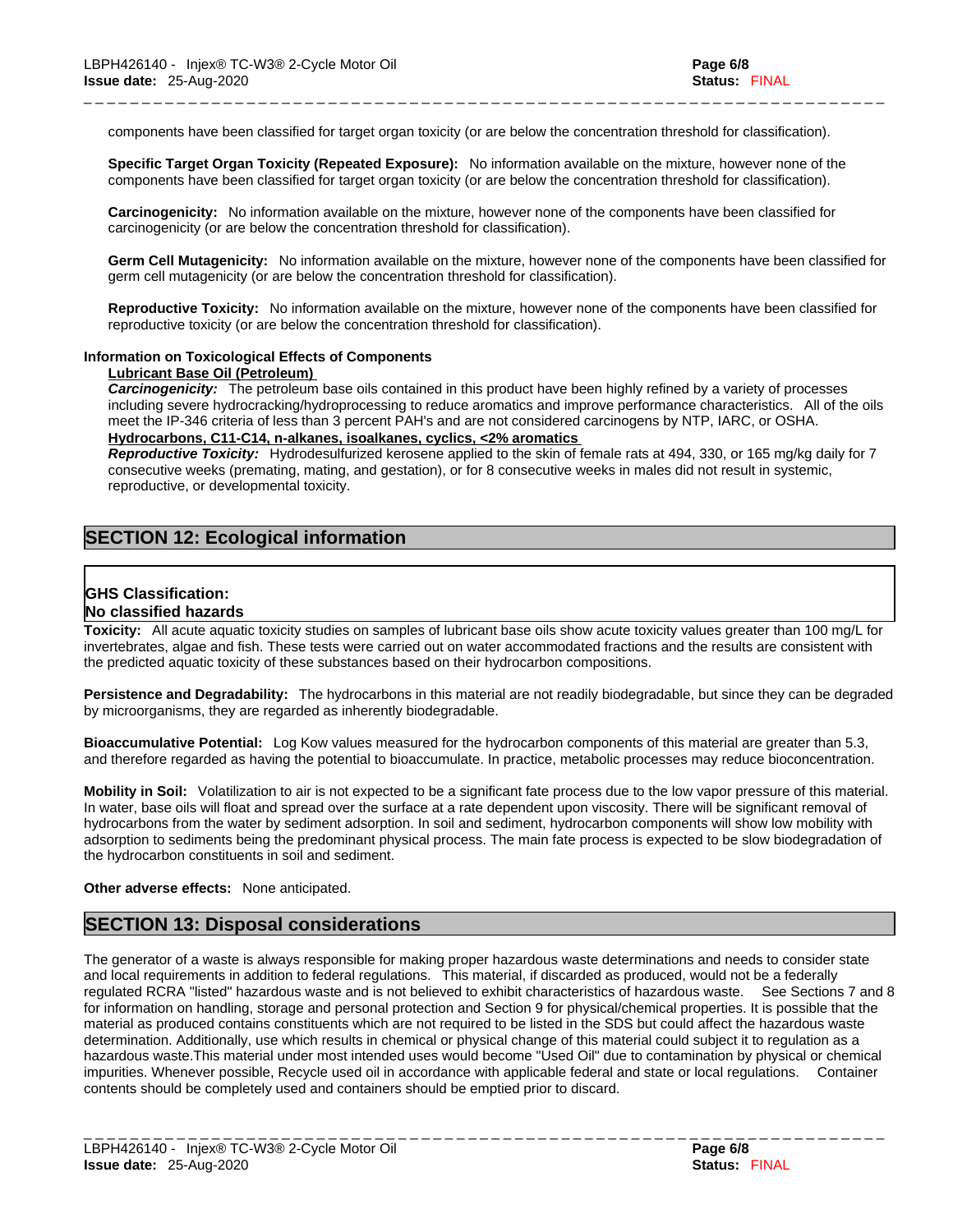components have been classified for target organ toxicity (or are below the concentration threshold for classification).

**Specific Target Organ Toxicity (Repeated Exposure):** No information available on the mixture, however none of the components have been classified for target organ toxicity (or are below the concentration threshold for classification).

**Carcinogenicity:** No information available on the mixture, however none of the components have been classified for carcinogenicity (or are below the concentration threshold for classification).

**Germ Cell Mutagenicity:** No information available on the mixture, however none of the components have been classified for germ cell mutagenicity (or are below the concentration threshold for classification).

**Reproductive Toxicity:** No information available on the mixture, however none of the components have been classified for reproductive toxicity (or are below the concentration threshold for classification).

**Information on Toxicological Effects of Components**

**Lubricant Base Oil (Petroleum)**

***Carcinogenicity:*** The petroleum base oils contained in this product have been highly refined by a variety of processes including severe hydrocracking/hydroprocessing to reduce aromatics and improve performance characteristics. All of the oils meet the IP-346 criteria of less than 3 percent PAH's and are not considered carcinogens by NTP, IARC, or OSHA.

**Hydrocarbons, C11-C14, n-alkanes, isoalkanes, cyclics, <2% aromatics**

***Reproductive Toxicity:*** Hydrodesulfurized kerosene applied to the skin of female rats at 494, 330, or 165 mg/kg daily for 7 consecutive weeks (premating, mating, and gestation), or for 8 consecutive weeks in males did not result in systemic, reproductive, or developmental toxicity.

## SECTION 12: Ecological information

**GHS Classification:**
**No classified hazards**

**Toxicity:** All acute aquatic toxicity studies on samples of lubricant base oils show acute toxicity values greater than 100 mg/L for invertebrates, algae and fish. These tests were carried out on water accommodated fractions and the results are consistent with the predicted aquatic toxicity of these substances based on their hydrocarbon compositions.

**Persistence and Degradability:** The hydrocarbons in this material are not readily biodegradable, but since they can be degraded by microorganisms, they are regarded as inherently biodegradable.

**Bioaccumulative Potential:** Log Kow values measured for the hydrocarbon components of this material are greater than 5.3, and therefore regarded as having the potential to bioaccumulate. In practice, metabolic processes may reduce bioconcentration.

**Mobility in Soil:** Volatilization to air is not expected to be a significant fate process due to the low vapor pressure of this material. In water, base oils will float and spread over the surface at a rate dependent upon viscosity. There will be significant removal of hydrocarbons from the water by sediment adsorption. In soil and sediment, hydrocarbon components will show low mobility with adsorption to sediments being the predominant physical process. The main fate process is expected to be slow biodegradation of the hydrocarbon constituents in soil and sediment.

**Other adverse effects:** None anticipated.

## SECTION 13: Disposal considerations

The generator of a waste is always responsible for making proper hazardous waste determinations and needs to consider state and local requirements in addition to federal regulations. This material, if discarded as produced, would not be a federally regulated RCRA "listed" hazardous waste and is not believed to exhibit characteristics of hazardous waste. See Sections 7 and 8 for information on handling, storage and personal protection and Section 9 for physical/chemical properties. It is possible that the material as produced contains constituents which are not required to be listed in the SDS but could affect the hazardous waste determination. Additionally, use which results in chemical or physical change of this material could subject it to regulation as a hazardous waste.This material under most intended uses would become "Used Oil" due to contamination by physical or chemical impurities. Whenever possible, Recycle used oil in accordance with applicable federal and state or local regulations. Container contents should be completely used and containers should be emptied prior to discard.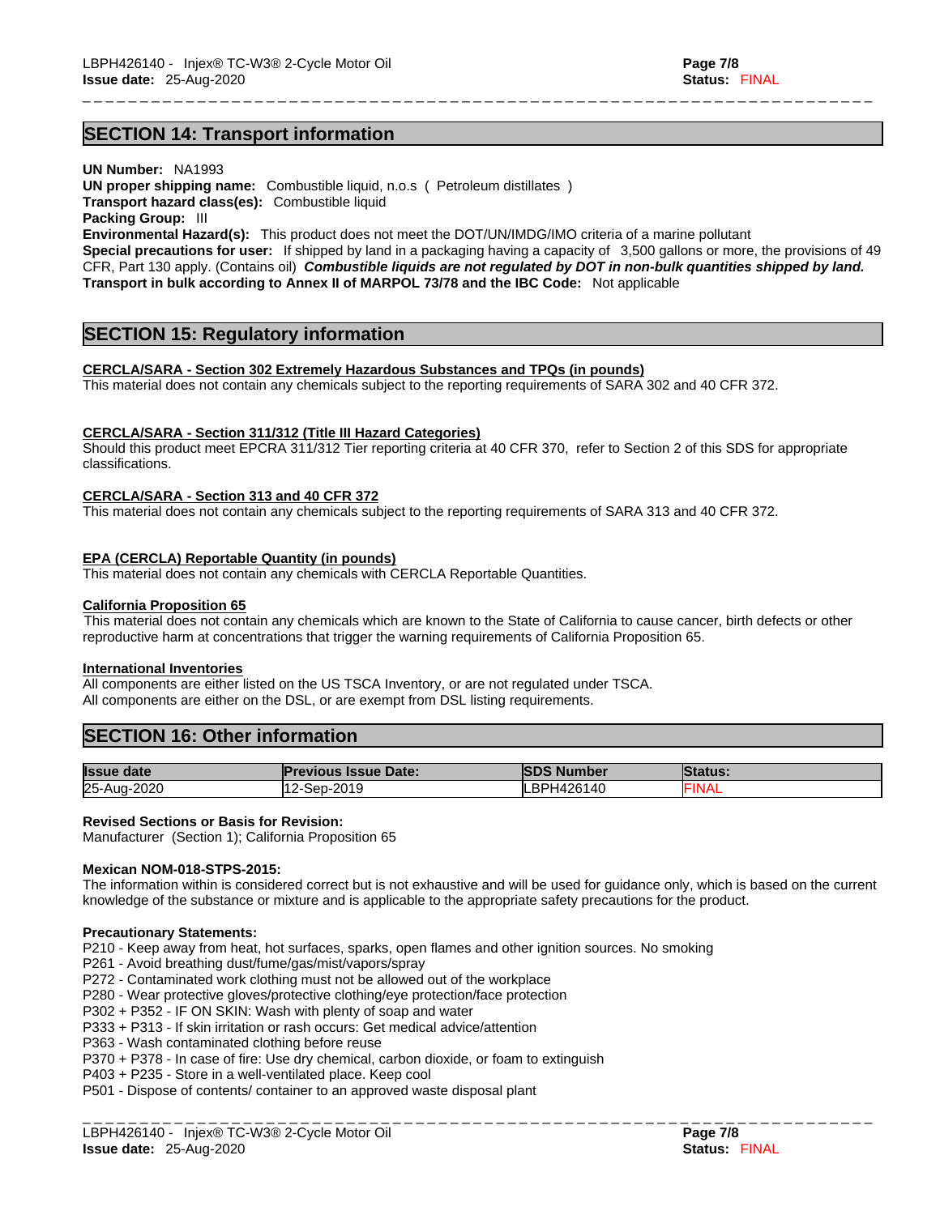## SECTION 14: Transport information

**UN Number:** NA1993
**UN proper shipping name:** Combustible liquid, n.o.s ( Petroleum distillates )
**Transport hazard class(es):** Combustible liquid
**Packing Group:** III
**Environmental Hazard(s):** This product does not meet the DOT/UN/IMDG/IMO criteria of a marine pollutant
**Special precautions for user:** If shipped by land in a packaging having a capacity of 3,500 gallons or more, the provisions of 49 CFR, Part 130 apply. (Contains oil) ***Combustible liquids are not regulated by DOT in non-bulk quantities shipped by land.***
**Transport in bulk according to Annex II of MARPOL 73/78 and the IBC Code:** Not applicable

## SECTION 15: Regulatory information

**CERCLA/SARA - Section 302 Extremely Hazardous Substances and TPQs (in pounds)**
This material does not contain any chemicals subject to the reporting requirements of SARA 302 and 40 CFR 372.

**CERCLA/SARA - Section 311/312 (Title III Hazard Categories)**
Should this product meet EPCRA 311/312 Tier reporting criteria at 40 CFR 370, refer to Section 2 of this SDS for appropriate classifications.

**CERCLA/SARA - Section 313 and 40 CFR 372**
This material does not contain any chemicals subject to the reporting requirements of SARA 313 and 40 CFR 372.

**EPA (CERCLA) Reportable Quantity (in pounds)**
This material does not contain any chemicals with CERCLA Reportable Quantities.

**California Proposition 65**
This material does not contain any chemicals which are known to the State of California to cause cancer, birth defects or other reproductive harm at concentrations that trigger the warning requirements of California Proposition 65.

**International Inventories**
All components are either listed on the US TSCA Inventory, or are not regulated under TSCA.
All components are either on the DSL, or are exempt from DSL listing requirements.

## SECTION 16: Other information

| Issue date | Previous Issue Date: | SDS Number | Status: |
|---|---|---|---|
| 25-Aug-2020 | 12-Sep-2019 | LBPH426140 | FINAL |

**Revised Sections or Basis for Revision:**
Manufacturer (Section 1); California Proposition 65

**Mexican NOM-018-STPS-2015:**
The information within is considered correct but is not exhaustive and will be used for guidance only, which is based on the current knowledge of the substance or mixture and is applicable to the appropriate safety precautions for the product.

**Precautionary Statements:**
P210 - Keep away from heat, hot surfaces, sparks, open flames and other ignition sources. No smoking
P261 - Avoid breathing dust/fume/gas/mist/vapors/spray
P272 - Contaminated work clothing must not be allowed out of the workplace
P280 - Wear protective gloves/protective clothing/eye protection/face protection
P302 + P352 - IF ON SKIN: Wash with plenty of soap and water
P333 + P313 - If skin irritation or rash occurs: Get medical advice/attention
P363 - Wash contaminated clothing before reuse
P370 + P378 - In case of fire: Use dry chemical, carbon dioxide, or foam to extinguish
P403 + P235 - Store in a well-ventilated place. Keep cool
P501 - Dispose of contents/ container to an approved waste disposal plant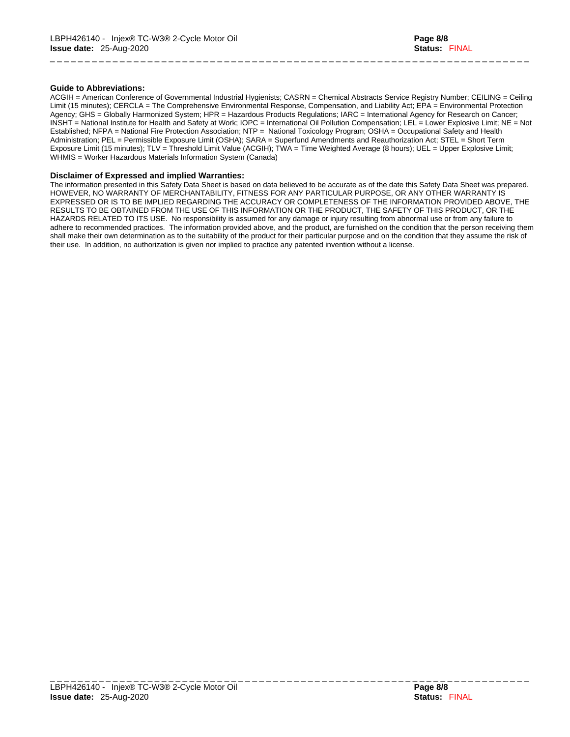**Guide to Abbreviations:**

ACGIH = American Conference of Governmental Industrial Hygienists; CASRN = Chemical Abstracts Service Registry Number; CEILING = Ceiling Limit (15 minutes); CERCLA = The Comprehensive Environmental Response, Compensation, and Liability Act; EPA = Environmental Protection Agency; GHS = Globally Harmonized System; HPR = Hazardous Products Regulations; IARC = International Agency for Research on Cancer; INSHT = National Institute for Health and Safety at Work; IOPC = International Oil Pollution Compensation; LEL = Lower Explosive Limit; NE = Not Established; NFPA = National Fire Protection Association; NTP = National Toxicology Program; OSHA = Occupational Safety and Health Administration; PEL = Permissible Exposure Limit (OSHA); SARA = Superfund Amendments and Reauthorization Act; STEL = Short Term Exposure Limit (15 minutes); TLV = Threshold Limit Value (ACGIH); TWA = Time Weighted Average (8 hours); UEL = Upper Explosive Limit; WHMIS = Worker Hazardous Materials Information System (Canada)

**Disclaimer of Expressed and implied Warranties:**

The information presented in this Safety Data Sheet is based on data believed to be accurate as of the date this Safety Data Sheet was prepared. HOWEVER, NO WARRANTY OF MERCHANTABILITY, FITNESS FOR ANY PARTICULAR PURPOSE, OR ANY OTHER WARRANTY IS EXPRESSED OR IS TO BE IMPLIED REGARDING THE ACCURACY OR COMPLETENESS OF THE INFORMATION PROVIDED ABOVE, THE RESULTS TO BE OBTAINED FROM THE USE OF THIS INFORMATION OR THE PRODUCT, THE SAFETY OF THIS PRODUCT, OR THE HAZARDS RELATED TO ITS USE. No responsibility is assumed for any damage or injury resulting from abnormal use or from any failure to adhere to recommended practices. The information provided above, and the product, are furnished on the condition that the person receiving them shall make their own determination as to the suitability of the product for their particular purpose and on the condition that they assume the risk of their use. In addition, no authorization is given nor implied to practice any patented invention without a license.